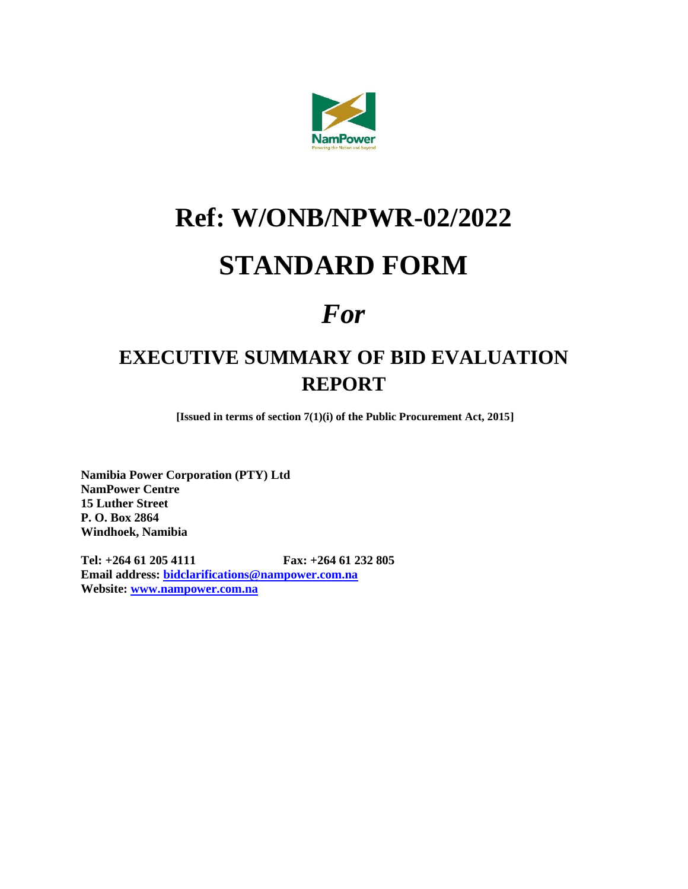# Ref: W/ONB/NPWR-02/2022

# STANDARD FORM

# *For*

## EXECUTIVE SUMMARY OF BID EVALUATION REPORT

**[Issued in terms of section 7(1)(i) of the Public Procurement Act, 2015]**

**Namibia Power Corporation (PTY) Ltd**
**NamPower Centre**
**15 Luther Street**
**P. O. Box 2864**
**Windhoek, Namibia**

**Tel: +264 61 205 4111** **Fax: +264 61 232 805**
**Email address: bidclarifications@nampower.com.na**
**Website: www.nampower.com.na**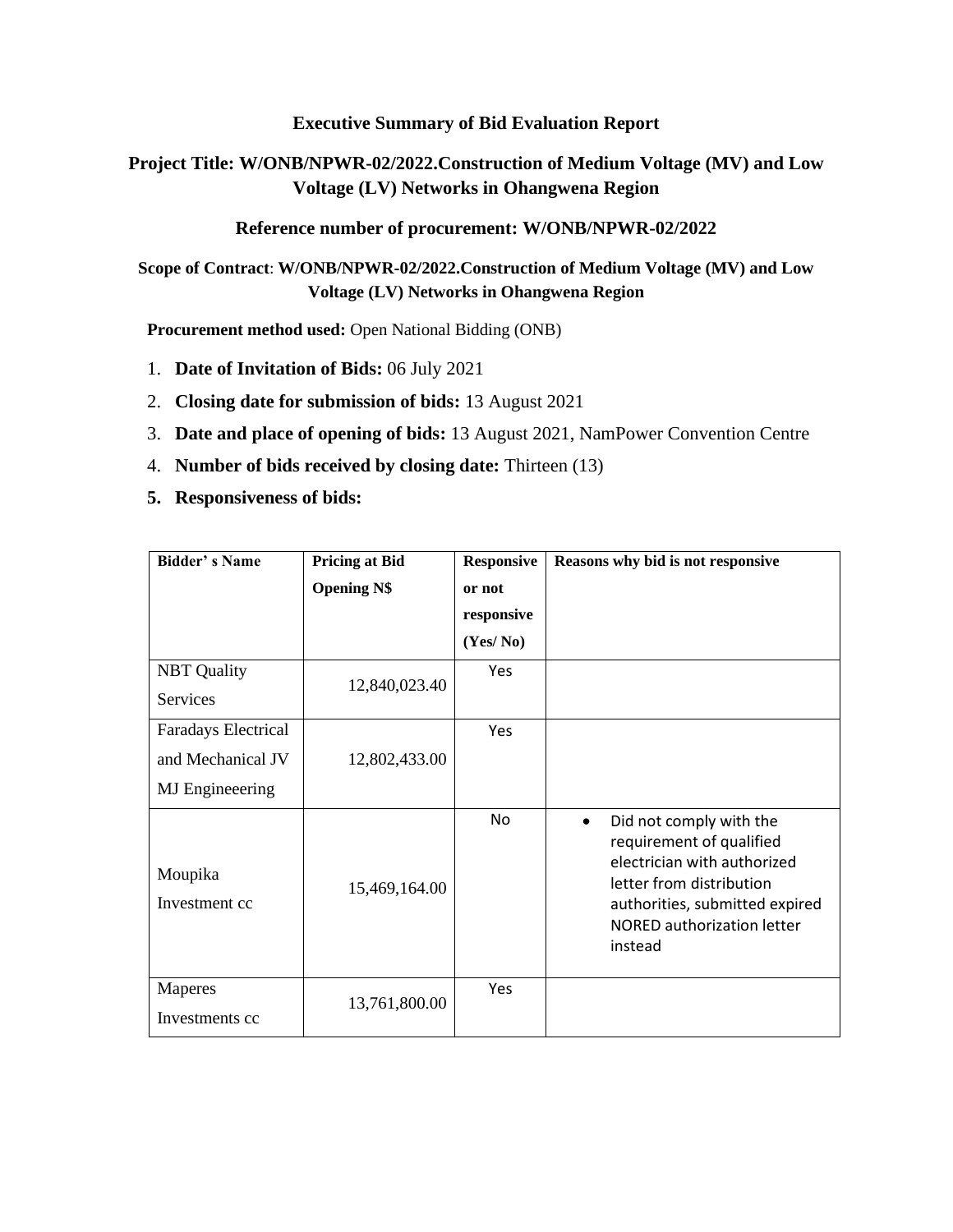**Executive Summary of Bid Evaluation Report**

**Project Title: W/ONB/NPWR-02/2022.Construction of Medium Voltage (MV) and Low Voltage (LV) Networks in Ohangwena Region**

**Reference number of procurement: W/ONB/NPWR-02/2022**

**Scope of Contract**: **W/ONB/NPWR-02/2022.Construction of Medium Voltage (MV) and Low Voltage (LV) Networks in Ohangwena Region**

**Procurement method used:** Open National Bidding (ONB)

1. **Date of Invitation of Bids:** 06 July 2021
2. **Closing date for submission of bids:** 13 August 2021
3. **Date and place of opening of bids:** 13 August 2021, NamPower Convention Centre
4. **Number of bids received by closing date:** Thirteen (13)
5. **Responsiveness of bids:**

| Bidder' s Name | Pricing at Bid Opening N$ | Responsive or not responsive (Yes/ No) | Reasons why bid is not responsive |
|---|---|---|---|
| NBT Quality Services | 12,840,023.40 | Yes | |
| Faradays Electrical and Mechanical JV MJ Engineeering | 12,802,433.00 | Yes | |
| Moupika Investment cc | 15,469,164.00 | No | • Did not comply with the requirement of qualified electrician with authorized letter from distribution authorities, submitted expired NORED authorization letter instead |
| Maperes Investments cc | 13,761,800.00 | Yes | |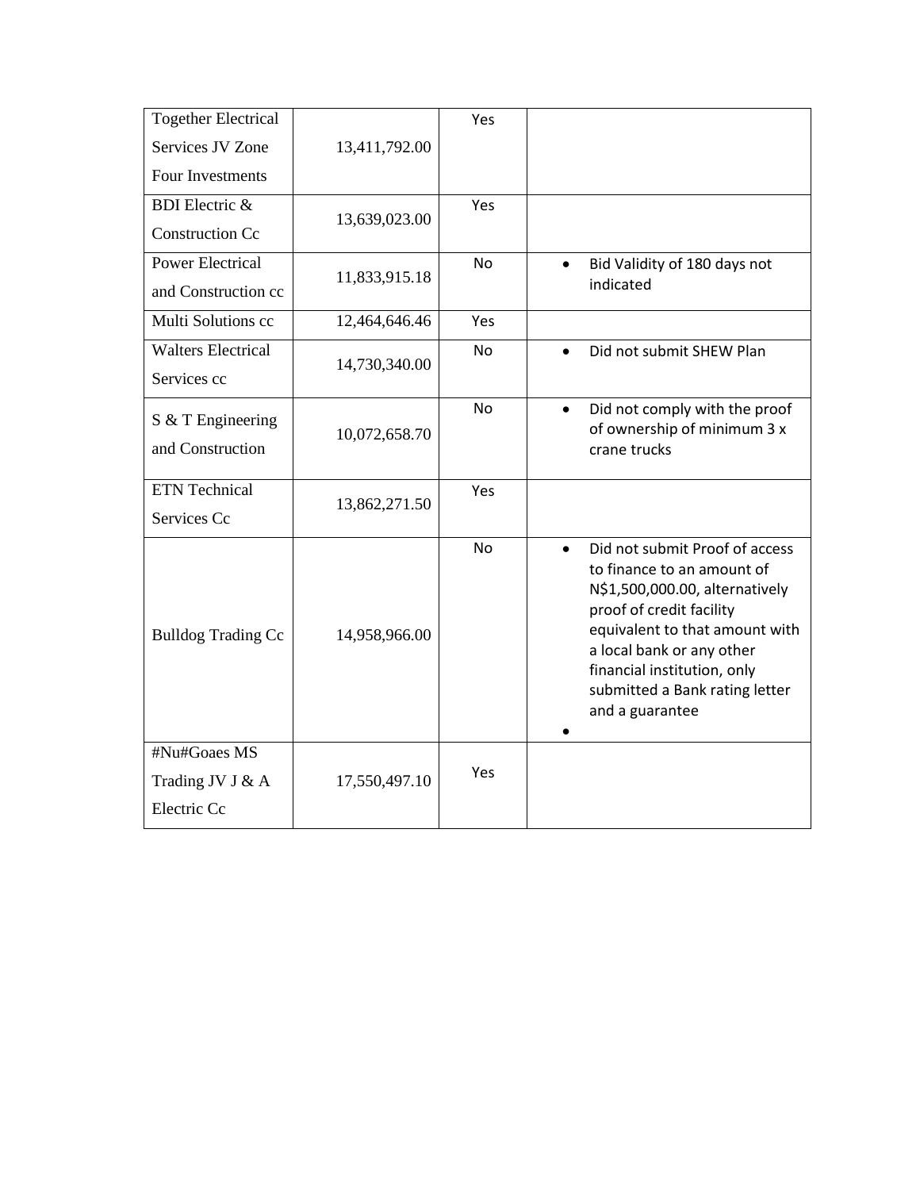| | | | |
|---|---|---|---|
| Together Electrical Services JV Zone Four Investments | 13,411,792.00 | Yes | |
| BDI Electric & Construction Cc | 13,639,023.00 | Yes | |
| Power Electrical and Construction cc | 11,833,915.18 | No | • Bid Validity of 180 days not indicated |
| Multi Solutions cc | 12,464,646.46 | Yes | |
| Walters Electrical Services cc | 14,730,340.00 | No | • Did not submit SHEW Plan |
| S & T Engineering and Construction | 10,072,658.70 | No | • Did not comply with the proof of ownership of minimum 3 x crane trucks |
| ETN Technical Services Cc | 13,862,271.50 | Yes | |
| Bulldog Trading Cc | 14,958,966.00 | No | • Did not submit Proof of access to finance to an amount of N$1,500,000.00, alternatively proof of credit facility equivalent to that amount with a local bank or any other financial institution, only submitted a Bank rating letter and a guarantee |
| #Nu#Goaes MS Trading JV J & A Electric Cc | 17,550,497.10 | Yes | |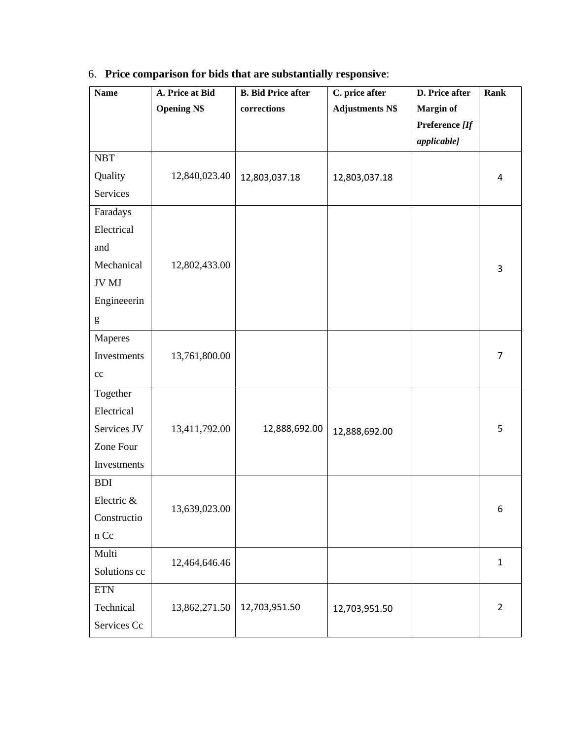6. **Price comparison for bids that are substantially responsive**:

| **Name** | **A. Price at Bid Opening N$** | **B. Bid Price after corrections** | **C. price after Adjustments N$** | **D. Price after Margin of Preference *[If applicable]*** | **Rank** |
|---|---|---|---|---|---|
| NBT Quality Services | 12,840,023.40 | 12,803,037.18 | 12,803,037.18 | | 4 |
| Faradays Electrical and Mechanical JV MJ Engineeering | 12,802,433.00 | | | | 3 |
| Maperes Investments cc | 13,761,800.00 | | | | 7 |
| Together Electrical Services JV Zone Four Investments | 13,411,792.00 | 12,888,692.00 | 12,888,692.00 | | 5 |
| BDI Electric & Construction Cc | 13,639,023.00 | | | | 6 |
| Multi Solutions cc | 12,464,646.46 | | | | 1 |
| ETN Technical Services Cc | 13,862,271.50 | 12,703,951.50 | 12,703,951.50 | | 2 |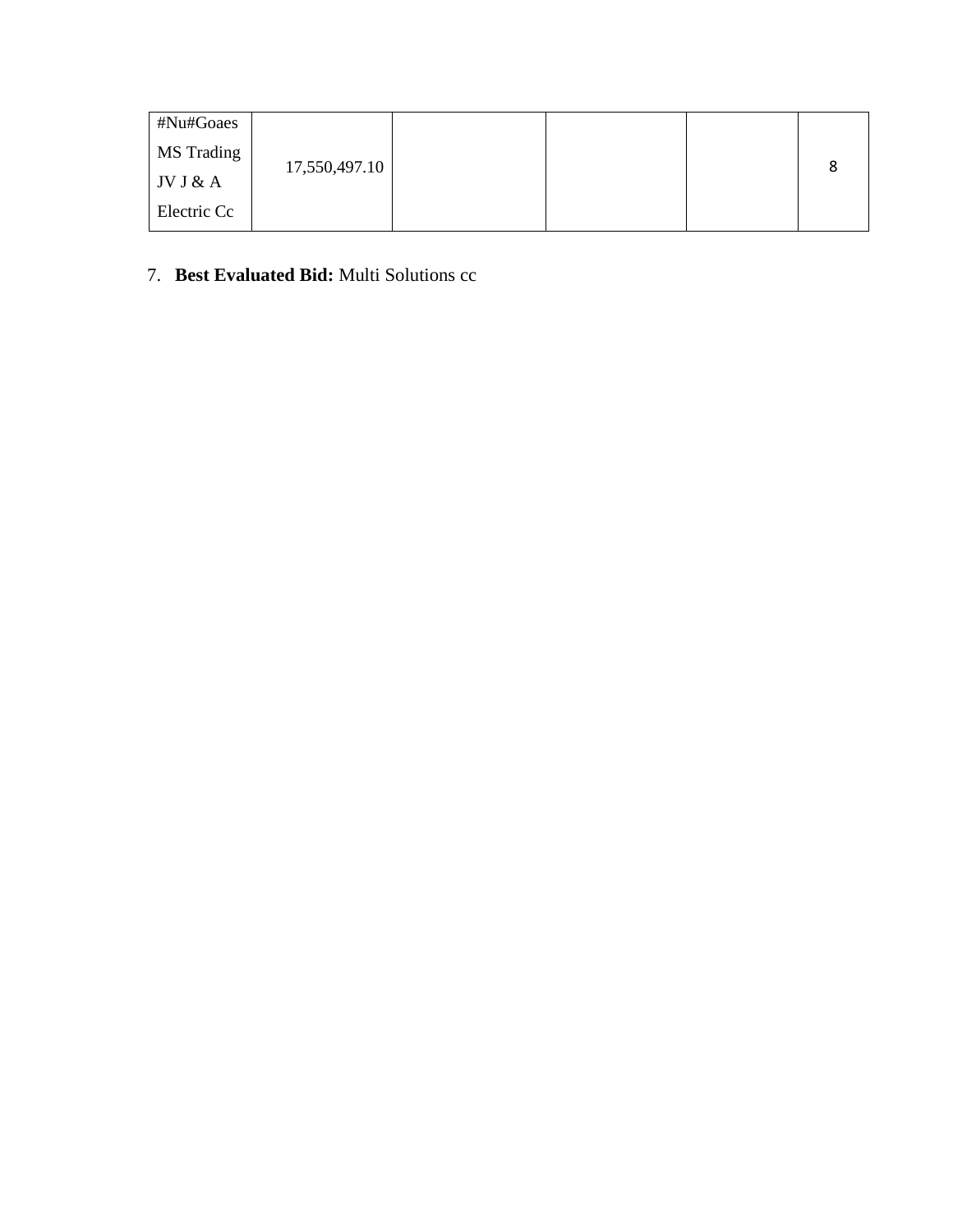| | | | | | |
|---|---|---|---|---|---|
| #Nu#Goaes MS Trading JV J & A Electric Cc | 17,550,497.10 | | | | 8 |

7. **Best Evaluated Bid:** Multi Solutions cc